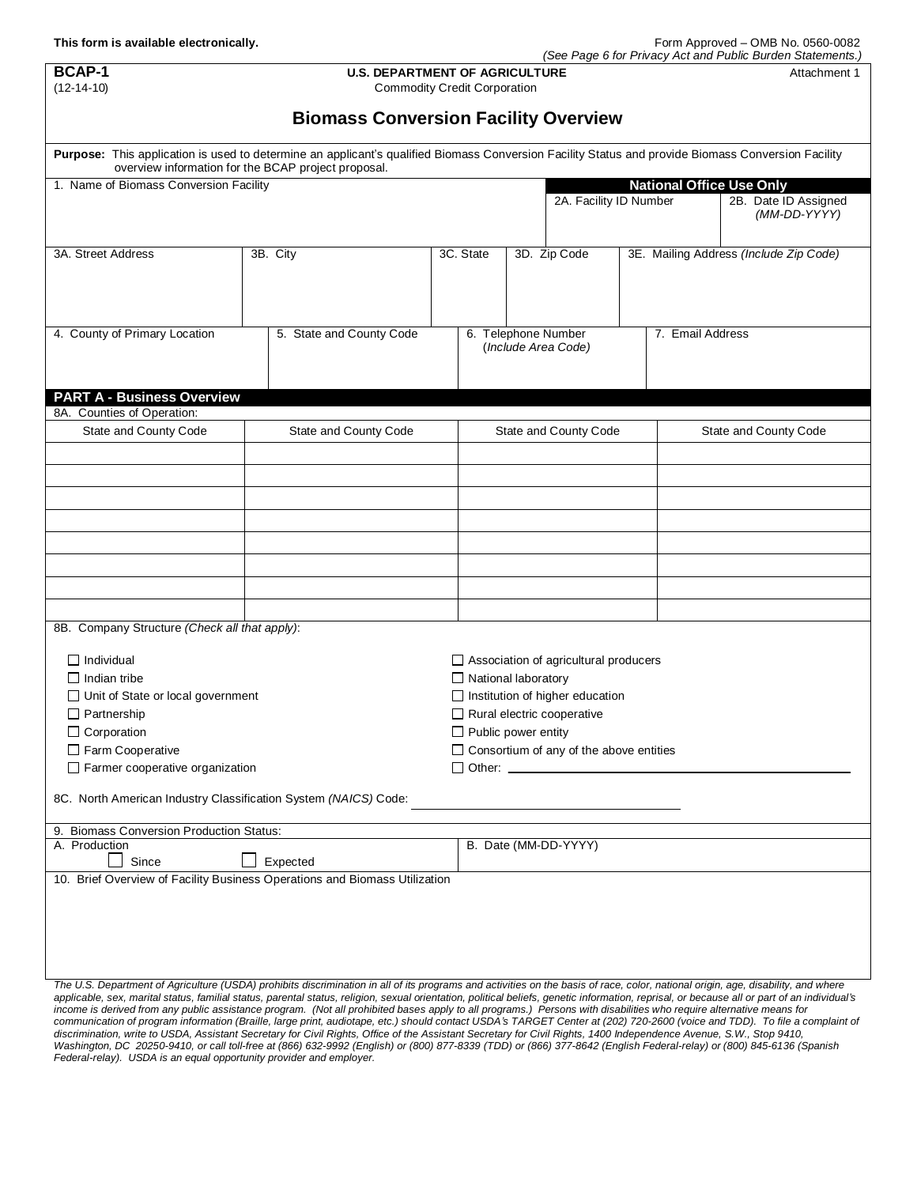This form is available electronically.

Form Approved – OMB No. 0560-0082
*(See Page 6 for Privacy Act and Public Burden Statements.)*

**BCAP-1**
(12-14-10)

**U.S. DEPARTMENT OF AGRICULTURE**
Commodity Credit Corporation

Attachment 1

# Biomass Conversion Facility Overview

**Purpose:** This application is used to determine an applicant's qualified Biomass Conversion Facility Status and provide Biomass Conversion Facility overview information for the BCAP project proposal.

| 1. Name of Biomass Conversion Facility | **National Office Use Only** | |
|---|---|---|
| | 2A. Facility ID Number | 2B. Date ID Assigned *(MM-DD-YYYY)* |

| 3A. Street Address | 3B. City | 3C. State | 3D. Zip Code | 3E. Mailing Address *(Include Zip Code)* |
|---|---|---|---|---|
| | | | | |

| 4. County of Primary Location | 5. State and County Code | 6. Telephone Number (*Include Area Code)* | 7. Email Address |
|---|---|---|---|
| | | | |

## PART A - Business Overview

8A. Counties of Operation:

| State and County Code | State and County Code | State and County Code | State and County Code |
|---|---|---|---|
| | | | |
| | | | |
| | | | |
| | | | |
| | | | |
| | | | |
| | | | |
| | | | |

8B. Company Structure *(Check all that apply)*:

- ☐ Individual
- ☐ Indian tribe
- ☐ Unit of State or local government
- ☐ Partnership
- ☐ Corporation
- ☐ Farm Cooperative
- ☐ Farmer cooperative organization
- ☐ Association of agricultural producers
- ☐ National laboratory
- ☐ Institution of higher education
- ☐ Rural electric cooperative
- ☐ Public power entity
- ☐ Consortium of any of the above entities
- ☐ Other: ______________________________

8C. North American Industry Classification System *(NAICS)* Code: ______________________

9. Biomass Conversion Production Status:

| A. Production | B. Date (MM-DD-YYYY) |
|---|---|
| ☐ Since ☐ Expected | |

10. Brief Overview of Facility Business Operations and Biomass Utilization

*The U.S. Department of Agriculture (USDA) prohibits discrimination in all of its programs and activities on the basis of race, color, national origin, age, disability, and where applicable, sex, marital status, familial status, parental status, religion, sexual orientation, political beliefs, genetic information, reprisal, or because all or part of an individual's income is derived from any public assistance program. (Not all prohibited bases apply to all programs.) Persons with disabilities who require alternative means for communication of program information (Braille, large print, audiotape, etc.) should contact USDA's TARGET Center at (202) 720-2600 (voice and TDD). To file a complaint of discrimination, write to USDA, Assistant Secretary for Civil Rights, Office of the Assistant Secretary for Civil Rights, 1400 Independence Avenue, S.W., Stop 9410, Washington, DC 20250-9410, or call toll-free at (866) 632-9992 (English) or (800) 877-8339 (TDD) or (866) 377-8642 (English Federal-relay) or (800) 845-6136 (Spanish Federal-relay). USDA is an equal opportunity provider and employer.*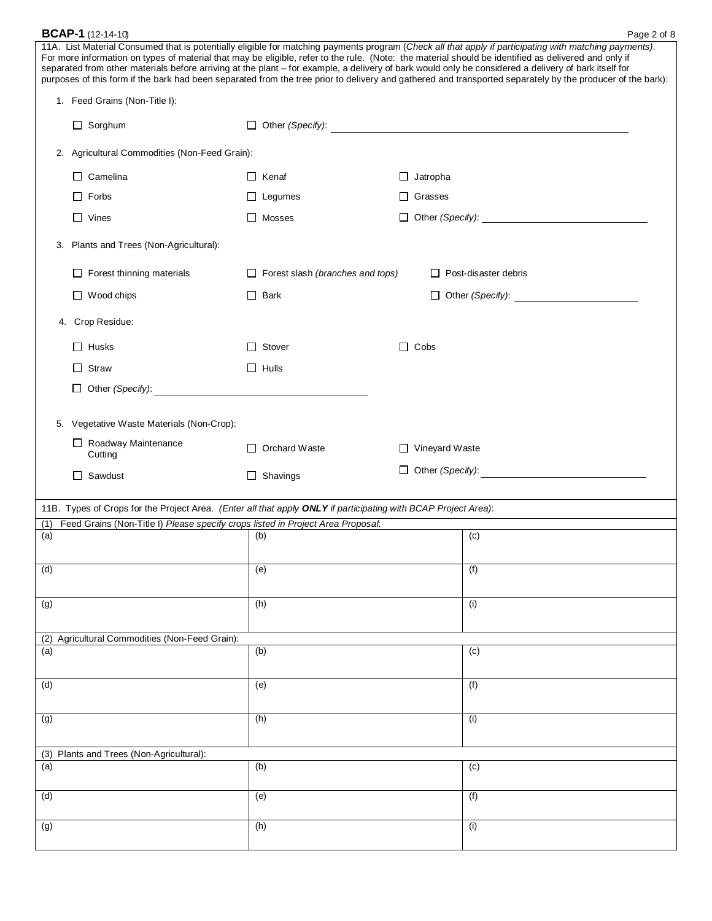11A. List Material Consumed that is potentially eligible for matching payments program (*Check all that apply if participating with matching payments)*. For more information on types of material that may be eligible, refer to the rule. (Note: the material should be identified as delivered and only if separated from other materials before arriving at the plant – for example, a delivery of bark would only be considered a delivery of bark itself for purposes of this form if the bark had been separated from the tree prior to delivery and gathered and transported separately by the producer of the bark):

1. Feed Grains (Non-Title I):

   - ☐ Sorghum
   - ☐ Other *(Specify)*: ____________________

2. Agricultural Commodities (Non-Feed Grain):

   - ☐ Camelina
   - ☐ Kenaf
   - ☐ Jatropha
   - ☐ Forbs
   - ☐ Legumes
   - ☐ Grasses
   - ☐ Vines
   - ☐ Mosses
   - ☐ Other *(Specify)*: ____________________

3. Plants and Trees (Non-Agricultural):

   - ☐ Forest thinning materials
   - ☐ Forest slash *(branches and tops)*
   - ☐ Post-disaster debris
   - ☐ Wood chips
   - ☐ Bark
   - ☐ Other *(Specify)*: ____________________

4. Crop Residue:

   - ☐ Husks
   - ☐ Stover
   - ☐ Cobs
   - ☐ Straw
   - ☐ Hulls
   - ☐ Other *(Specify)*: ____________________

5. Vegetative Waste Materials (Non-Crop):

   - ☐ Roadway Maintenance Cutting
   - ☐ Orchard Waste
   - ☐ Vineyard Waste
   - ☐ Sawdust
   - ☐ Shavings
   - ☐ Other *(Specify)*: ____________________

11B. Types of Crops for the Project Area. *(Enter all that apply **ONLY** if participating with BCAP Project Area)*:

(1) Feed Grains (Non-Title I) *Please specify crops listed in Project Area Proposal*:

| | | |
|---|---|---|
| (a) | (b) | (c) |
| (d) | (e) | (f) |
| (g) | (h) | (i) |

(2) Agricultural Commodities (Non-Feed Grain):

| | | |
|---|---|---|
| (a) | (b) | (c) |
| (d) | (e) | (f) |
| (g) | (h) | (i) |

(3) Plants and Trees (Non-Agricultural):

| | | |
|---|---|---|
| (a) | (b) | (c) |
| (d) | (e) | (f) |
| (g) | (h) | (i) |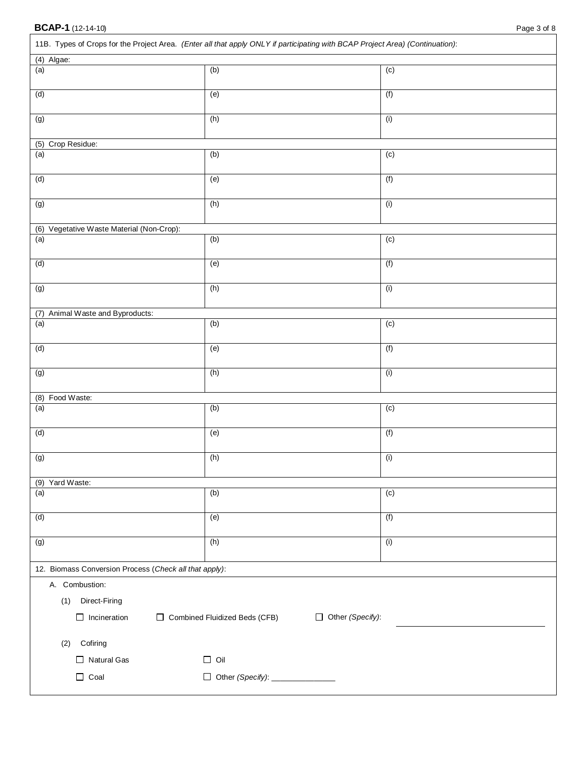11B. Types of Crops for the Project Area. *(Enter all that apply ONLY if participating with BCAP Project Area) (Continuation)*:

(4) Algae:

| | | |
|---|---|---|
| (a) | (b) | (c) |
| (d) | (e) | (f) |
| (g) | (h) | (i) |

(5) Crop Residue:

| | | |
|---|---|---|
| (a) | (b) | (c) |
| (d) | (e) | (f) |
| (g) | (h) | (i) |

(6) Vegetative Waste Material (Non-Crop):

| | | |
|---|---|---|
| (a) | (b) | (c) |
| (d) | (e) | (f) |
| (g) | (h) | (i) |

(7) Animal Waste and Byproducts:

| | | |
|---|---|---|
| (a) | (b) | (c) |
| (d) | (e) | (f) |
| (g) | (h) | (i) |

(8) Food Waste:

| | | |
|---|---|---|
| (a) | (b) | (c) |
| (d) | (e) | (f) |
| (g) | (h) | (i) |

(9) Yard Waste:

| | | |
|---|---|---|
| (a) | (b) | (c) |
| (d) | (e) | (f) |
| (g) | (h) | (i) |

12. Biomass Conversion Process (*Check all that apply)*:

A. Combustion:

(1) Direct-Firing

☐ Incineration ☐ Combined Fluidized Beds (CFB) ☐ Other *(Specify)*: ____________________

(2) Cofiring

☐ Natural Gas ☐ Oil

☐ Coal ☐ Other *(Specify)*: ______________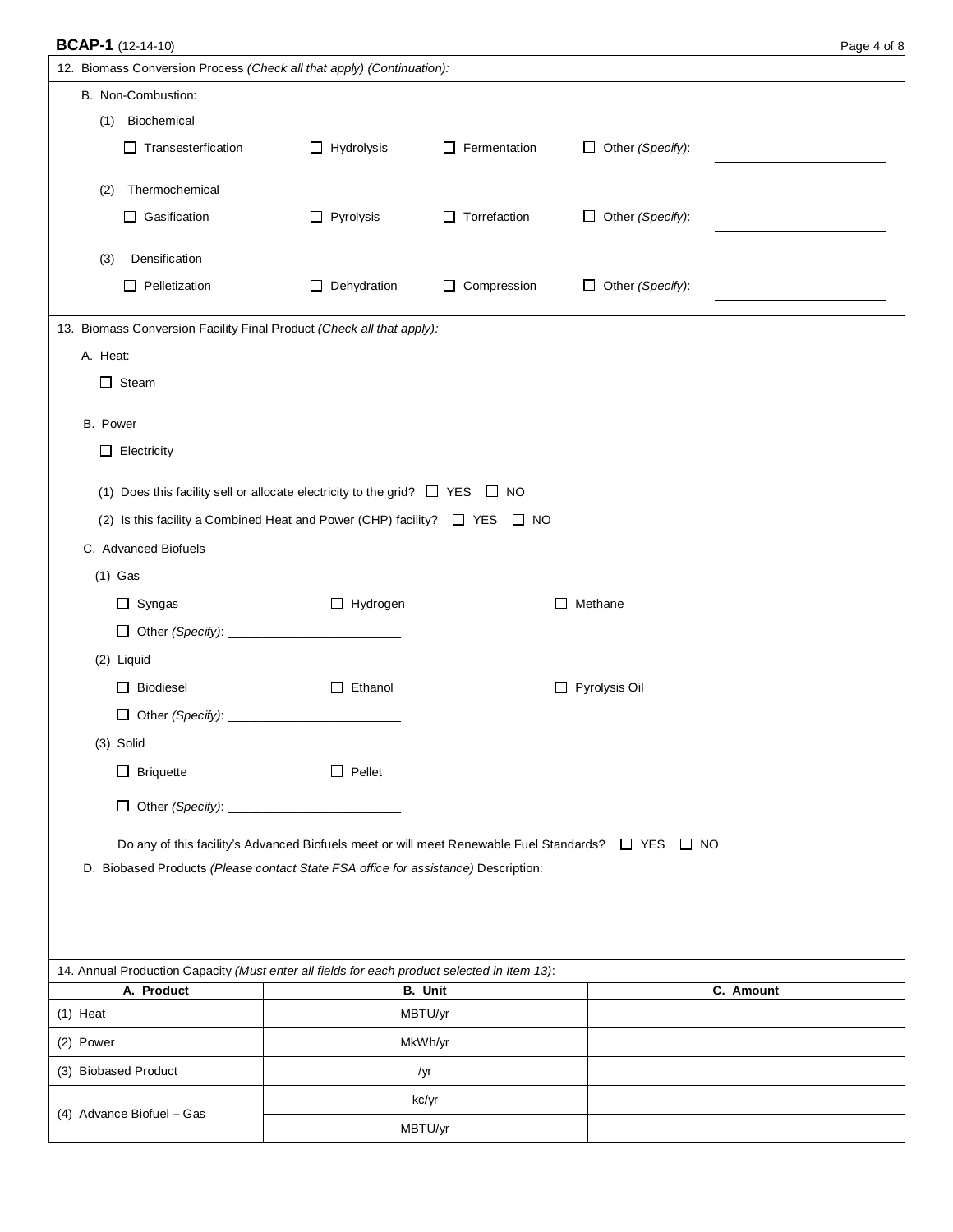12. Biomass Conversion Process *(Check all that apply) (Continuation):*

B. Non-Combustion:

(1) Biochemical

☐ Transesterfication ☐ Hydrolysis ☐ Fermentation ☐ Other *(Specify)*: ____________________

(2) Thermochemical

☐ Gasification ☐ Pyrolysis ☐ Torrefaction ☐ Other *(Specify)*: ____________________

(3) Densification

☐ Pelletization ☐ Dehydration ☐ Compression ☐ Other *(Specify)*: ____________________

13. Biomass Conversion Facility Final Product *(Check all that apply):*

A. Heat:

☐ Steam

B. Power

☐ Electricity

(1) Does this facility sell or allocate electricity to the grid? ☐ YES ☐ NO

(2) Is this facility a Combined Heat and Power (CHP) facility? ☐ YES ☐ NO

C. Advanced Biofuels

(1) Gas

☐ Syngas ☐ Hydrogen ☐ Methane

☐ Other *(Specify)*: ________________________

(2) Liquid

☐ Biodiesel ☐ Ethanol ☐ Pyrolysis Oil

☐ Other *(Specify)*: ________________________

(3) Solid

☐ Briquette ☐ Pellet

☐ Other *(Specify)*: ________________________

Do any of this facility's Advanced Biofuels meet or will meet Renewable Fuel Standards? ☐ YES ☐ NO

D. Biobased Products *(Please contact State FSA office for assistance)* Description:

14. Annual Production Capacity *(Must enter all fields for each product selected in Item 13)*:

| A. Product | B. Unit | C. Amount |
|---|---|---|
| (1) Heat | MBTU/yr | |
| (2) Power | MkWh/yr | |
| (3) Biobased Product | /yr | |
| (4) Advance Biofuel – Gas | kc/yr | |
| | MBTU/yr | |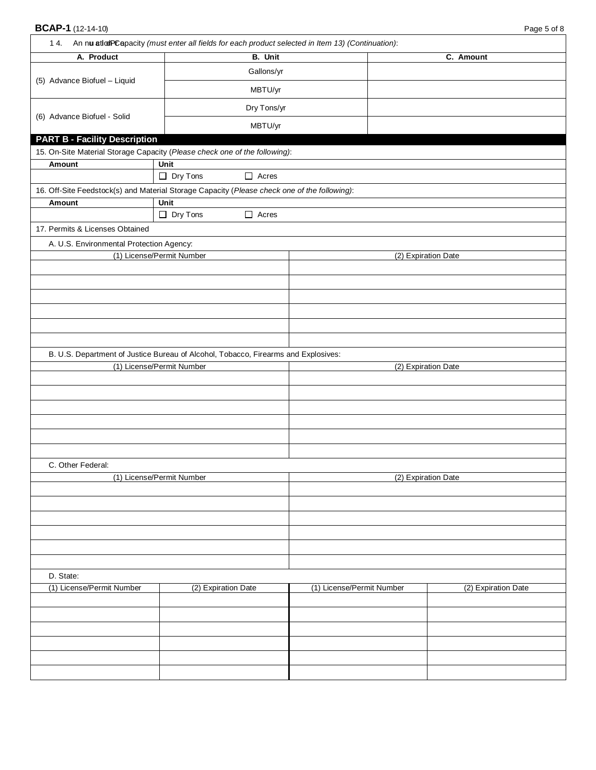14. Annual Capacity *(must enter all fields for each product selected in Item 13) (Continuation)*:

| A. Product | B. Unit | C. Amount |
|---|---|---|
| (5) Advance Biofuel – Liquid | Gallons/yr | |
| | MBTU/yr | |
| (6) Advance Biofuel - Solid | Dry Tons/yr | |
| | MBTU/yr | |

## PART B - Facility Description

15. On-Site Material Storage Capacity (*Please check one of the following)*:

| Amount | Unit |
|---|---|
| | ☐ Dry Tons ☐ Acres |

16. Off-Site Feedstock(s) and Material Storage Capacity (*Please check one of the following)*:

| Amount | Unit |
|---|---|
| | ☐ Dry Tons ☐ Acres |

17. Permits & Licenses Obtained

A. U.S. Environmental Protection Agency:

| (1) License/Permit Number | (2) Expiration Date |
|---|---|
| | |
| | |
| | |
| | |
| | |
| | |

B. U.S. Department of Justice Bureau of Alcohol, Tobacco, Firearms and Explosives:

| (1) License/Permit Number | (2) Expiration Date |
|---|---|
| | |
| | |
| | |
| | |
| | |
| | |

C. Other Federal:

| (1) License/Permit Number | (2) Expiration Date |
|---|---|
| | |
| | |
| | |
| | |
| | |
| | |

D. State:

| (1) License/Permit Number | (2) Expiration Date | (1) License/Permit Number | (2) Expiration Date |
|---|---|---|---|
| | | | |
| | | | |
| | | | |
| | | | |
| | | | |
| | | | |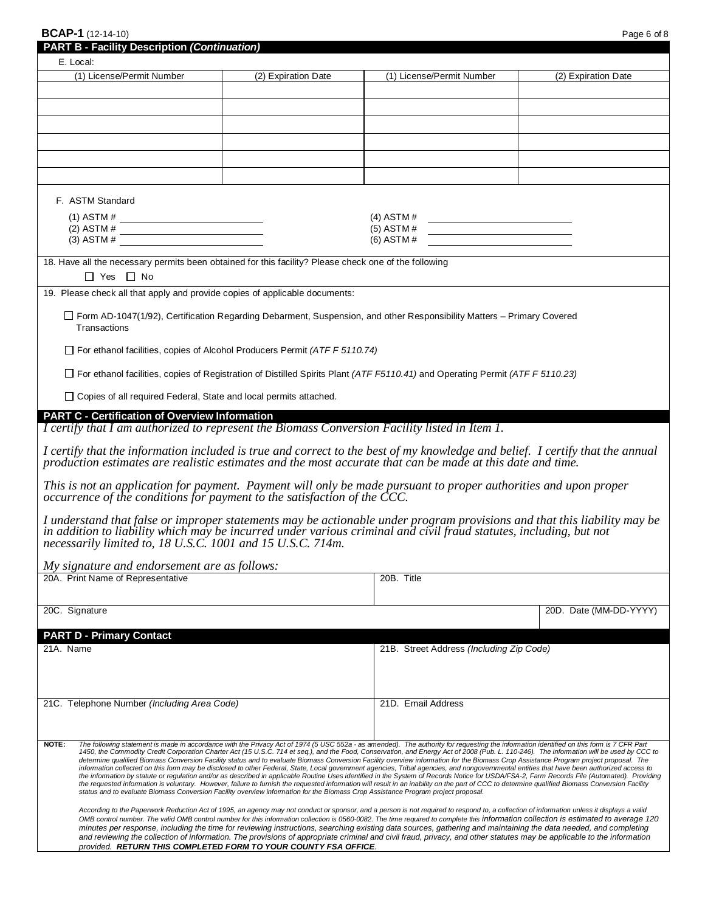**BCAP-1** (12-14-10)

## PART B - Facility Description *(Continuation)*

E. Local:

| (1) License/Permit Number | (2) Expiration Date | (1) License/Permit Number | (2) Expiration Date |
|---|---|---|---|
| | | | |
| | | | |
| | | | |
| | | | |
| | | | |
| | | | |

F. ASTM Standard

(1) ASTM # ____________________ (4) ASTM # ____________________
(2) ASTM # ____________________ (5) ASTM # ____________________
(3) ASTM # ____________________ (6) ASTM # ____________________

18. Have all the necessary permits been obtained for this facility? Please check one of the following

☐ Yes ☐ No

19. Please check all that apply and provide copies of applicable documents:

☐ Form AD-1047(1/92), Certification Regarding Debarment, Suspension, and other Responsibility Matters – Primary Covered Transactions

☐ For ethanol facilities, copies of Alcohol Producers Permit *(ATF F 5110.74)*

☐ For ethanol facilities, copies of Registration of Distilled Spirits Plant *(ATF F5110.41)* and Operating Permit *(ATF F 5110.23)*

☐ Copies of all required Federal, State and local permits attached.

## PART C - Certification of Overview Information

*I certify that I am authorized to represent the Biomass Conversion Facility listed in Item 1.*

*I certify that the information included is true and correct to the best of my knowledge and belief. I certify that the annual production estimates are realistic estimates and the most accurate that can be made at this date and time.*

*This is not an application for payment. Payment will only be made pursuant to proper authorities and upon proper occurrence of the conditions for payment to the satisfaction of the CCC.*

*I understand that false or improper statements may be actionable under program provisions and that this liability may be in addition to liability which may be incurred under various criminal and civil fraud statutes, including, but not necessarily limited to, 18 U.S.C. 1001 and 15 U.S.C. 714m.*

*My signature and endorsement are as follows:*

| 20A. Print Name of Representative | 20B. Title | |
|---|---|---|
| 20C. Signature | | 20D. Date (MM-DD-YYYY) |

## PART D - Primary Contact

| 21A. Name | 21B. Street Address *(Including Zip Code)* |
|---|---|
| 21C. Telephone Number *(Including Area Code)* | 21D. Email Address |

**NOTE:** *The following statement is made in accordance with the Privacy Act of 1974 (5 USC 552a - as amended). The authority for requesting the information identified on this form is 7 CFR Part 1450, the Commodity Credit Corporation Charter Act (15 U.S.C. 714 et seq.), and the Food, Conservation, and Energy Act of 2008 (Pub. L. 110-246). The information will be used by CCC to determine qualified Biomass Conversion Facility status and to evaluate Biomass Conversion Facility overview information for the Biomass Crop Assistance Program project proposal. The information collected on this form may be disclosed to other Federal, State, Local government agencies, Tribal agencies, and nongovernmental entities that have been authorized access to the information by statute or regulation and/or as described in applicable Routine Uses identified in the System of Records Notice for USDA/FSA-2, Farm Records File (Automated). Providing the requested information is voluntary. However, failure to furnish the requested information will result in an inability on the part of CCC to determine qualified Biomass Conversion Facility status and to evaluate Biomass Conversion Facility overview information for the Biomass Crop Assistance Program project proposal.*

*According to the Paperwork Reduction Act of 1995, an agency may not conduct or sponsor, and a person is not required to respond to, a collection of information unless it displays a valid OMB control number. The valid OMB control number for this information collection is 0560-0082. The time required to complete this information collection is estimated to average 120 minutes per response, including the time for reviewing instructions, searching existing data sources, gathering and maintaining the data needed, and completing and reviewing the collection of information. The provisions of appropriate criminal and civil fraud, privacy, and other statutes may be applicable to the information provided.* ***RETURN THIS COMPLETED FORM TO YOUR COUNTY FSA OFFICE.***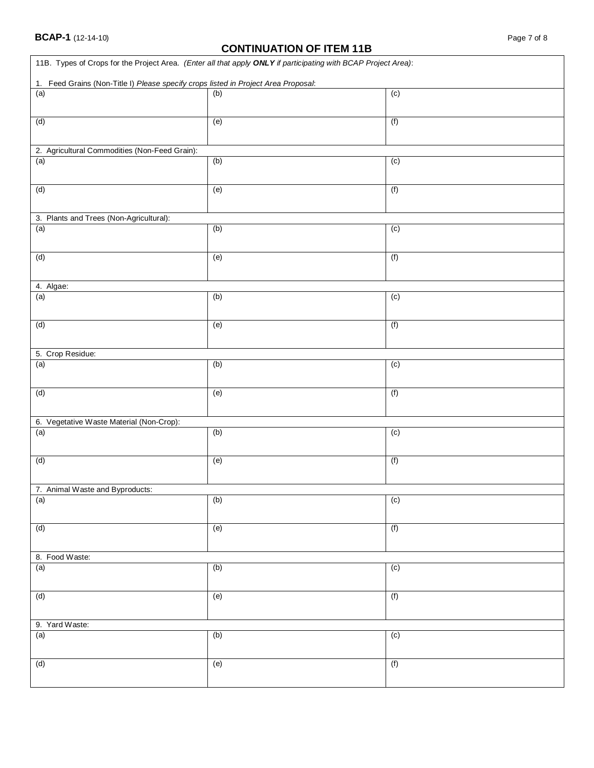## CONTINUATION OF ITEM 11B

11B. Types of Crops for the Project Area. *(Enter all that apply **ONLY** if participating with BCAP Project Area)*:

1. Feed Grains (Non-Title I) *Please specify crops listed in Project Area Proposal*:

| | | |
|---|---|---|
| (a) | (b) | (c) |
| (d) | (e) | (f) |

2. Agricultural Commodities (Non-Feed Grain):

| | | |
|---|---|---|
| (a) | (b) | (c) |
| (d) | (e) | (f) |

3. Plants and Trees (Non-Agricultural):

| | | |
|---|---|---|
| (a) | (b) | (c) |
| (d) | (e) | (f) |

4. Algae:

| | | |
|---|---|---|
| (a) | (b) | (c) |
| (d) | (e) | (f) |

5. Crop Residue:

| | | |
|---|---|---|
| (a) | (b) | (c) |
| (d) | (e) | (f) |

6. Vegetative Waste Material (Non-Crop):

| | | |
|---|---|---|
| (a) | (b) | (c) |
| (d) | (e) | (f) |

7. Animal Waste and Byproducts:

| | | |
|---|---|---|
| (a) | (b) | (c) |
| (d) | (e) | (f) |

8. Food Waste:

| | | |
|---|---|---|
| (a) | (b) | (c) |
| (d) | (e) | (f) |

9. Yard Waste:

| | | |
|---|---|---|
| (a) | (b) | (c) |
| (d) | (e) | (f) |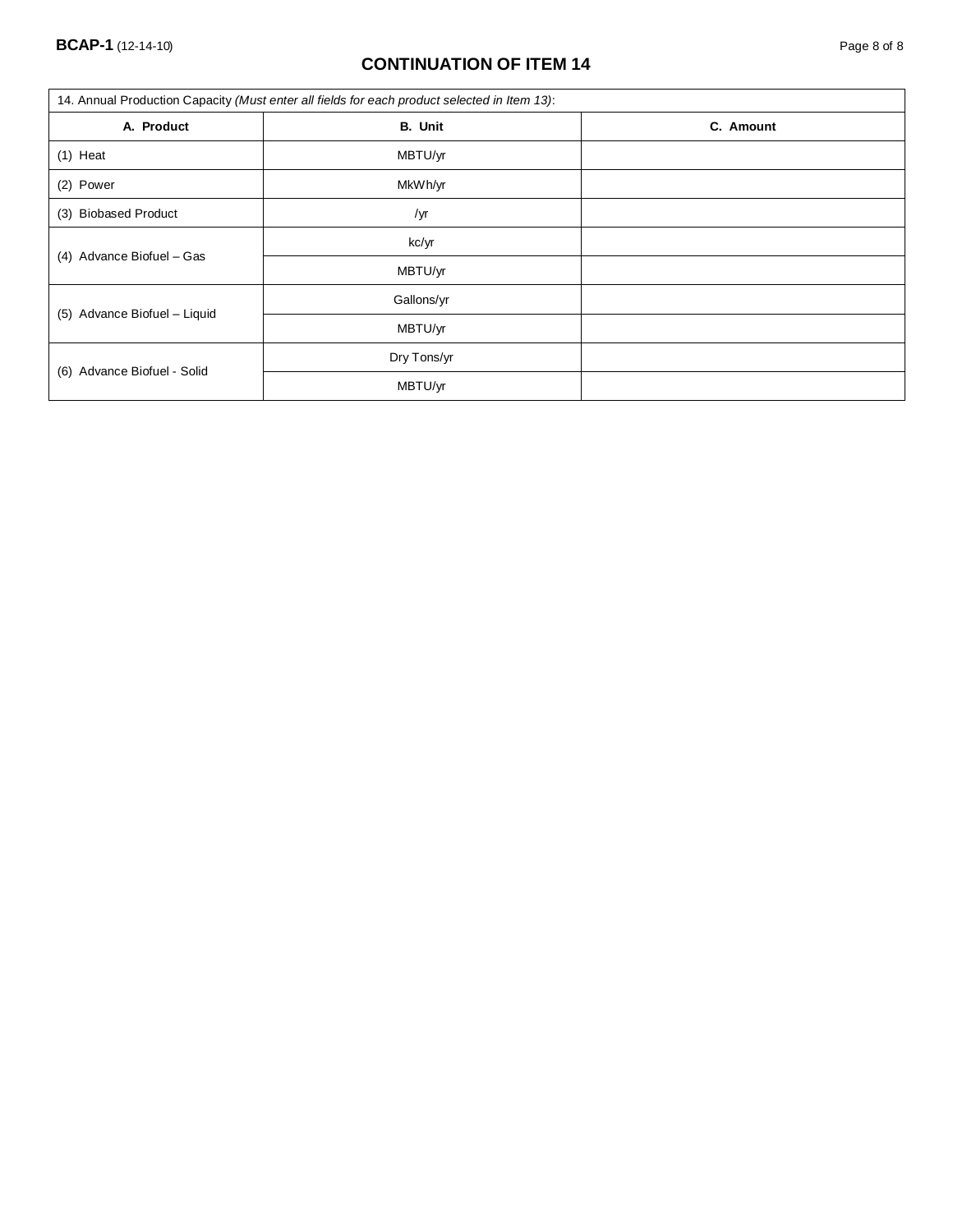## CONTINUATION OF ITEM 14

| 14. Annual Production Capacity *(Must enter all fields for each product selected in Item 13)*: | | |
|---|---|---|
| **A. Product** | **B. Unit** | **C. Amount** |
| (1) Heat | MBTU/yr | |
| (2) Power | MkWh/yr | |
| (3) Biobased Product | /yr | |
| (4) Advance Biofuel – Gas | kc/yr | |
| | MBTU/yr | |
| (5) Advance Biofuel – Liquid | Gallons/yr | |
| | MBTU/yr | |
| (6) Advance Biofuel - Solid | Dry Tons/yr | |
| | MBTU/yr | |